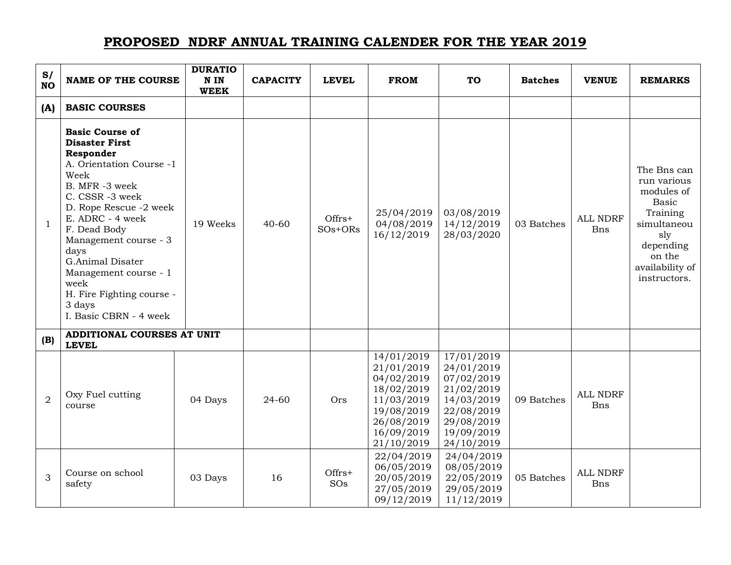# PROPOSED NDRF ANNUAL TRAINING CALENDER FOR THE YEAR 2019

| S/ NO | NAME OF THE COURSE | DURATION IN WEEK | CAPACITY | LEVEL | FROM | TO | Batches | VENUE | REMARKS |
|---|---|---|---|---|---|---|---|---|---|
| **(A)** | **BASIC COURSES** | | | | | | | | |
| 1 | **Basic Course of Disaster First Responder**<br>A. Orientation Course -1 Week<br>B. MFR -3 week<br>C. CSSR -3 week<br>D. Rope Rescue -2 week<br>E. ADRC - 4 week<br>F. Dead Body Management course - 3 days<br>G.Animal Disater Management course - 1 week<br>H. Fire Fighting course - 3 days<br>I. Basic CBRN - 4 week | 19 Weeks | 40-60 | Offrs+ SOs+ORs | 25/04/2019<br>04/08/2019<br>16/12/2019 | 03/08/2019<br>14/12/2019<br>28/03/2020 | 03 Batches | ALL NDRF Bns | The Bns can run various modules of Basic Training simultaneously depending on the availability of instructors. |
| **(B)** | **ADDITIONAL COURSES AT UNIT LEVEL** | | | | | | | | |
| 2 | Oxy Fuel cutting course | 04 Days | 24-60 | Ors | 14/01/2019<br>21/01/2019<br>04/02/2019<br>18/02/2019<br>11/03/2019<br>19/08/2019<br>26/08/2019<br>16/09/2019<br>21/10/2019 | 17/01/2019<br>24/01/2019<br>07/02/2019<br>21/02/2019<br>14/03/2019<br>22/08/2019<br>29/08/2019<br>19/09/2019<br>24/10/2019 | 09 Batches | ALL NDRF Bns | |
| 3 | Course on school safety | 03 Days | 16 | Offrs+ SOs | 22/04/2019<br>06/05/2019<br>20/05/2019<br>27/05/2019<br>09/12/2019 | 24/04/2019<br>08/05/2019<br>22/05/2019<br>29/05/2019<br>11/12/2019 | 05 Batches | ALL NDRF Bns | |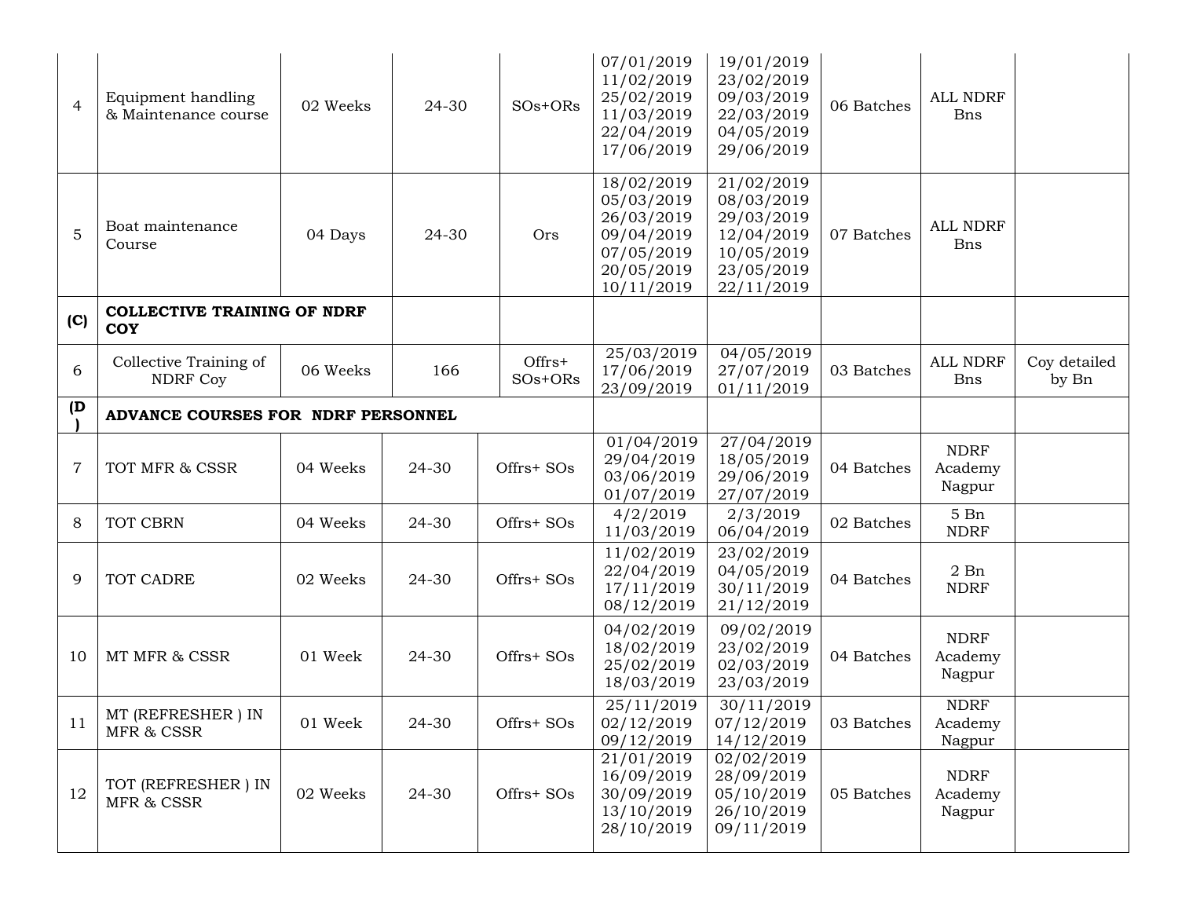| 4 | Equipment handling & Maintenance course | 02 Weeks | 24-30 | SOs+ORs | 07/01/2019<br>11/02/2019<br>25/02/2019<br>11/03/2019<br>22/04/2019<br>17/06/2019 | 19/01/2019<br>23/02/2019<br>09/03/2019<br>22/03/2019<br>04/05/2019<br>29/06/2019 | 06 Batches | ALL NDRF Bns | |
|---|---|---|---|---|---|---|---|---|---|
| 5 | Boat maintenance Course | 04 Days | 24-30 | Ors | 18/02/2019<br>05/03/2019<br>26/03/2019<br>09/04/2019<br>07/05/2019<br>20/05/2019<br>10/11/2019 | 21/02/2019<br>08/03/2019<br>29/03/2019<br>12/04/2019<br>10/05/2019<br>23/05/2019<br>22/11/2019 | 07 Batches | ALL NDRF Bns | |
| **(C)** | **COLLECTIVE TRAINING OF NDRF COY** | | | | | | | | |
| 6 | Collective Training of NDRF Coy | 06 Weeks | 166 | Offrs+ SOs+ORs | 25/03/2019<br>17/06/2019<br>23/09/2019 | 04/05/2019<br>27/07/2019<br>01/11/2019 | 03 Batches | ALL NDRF Bns | Coy detailed by Bn |
| **(D)** | **ADVANCE COURSES FOR NDRF PERSONNEL** | | | | | | | | |
| 7 | TOT MFR & CSSR | 04 Weeks | 24-30 | Offrs+ SOs | 01/04/2019<br>29/04/2019<br>03/06/2019<br>01/07/2019 | 27/04/2019<br>18/05/2019<br>29/06/2019<br>27/07/2019 | 04 Batches | NDRF Academy Nagpur | |
| 8 | TOT CBRN | 04 Weeks | 24-30 | Offrs+ SOs | 4/2/2019<br>11/03/2019 | 2/3/2019<br>06/04/2019 | 02 Batches | 5 Bn NDRF | |
| 9 | TOT CADRE | 02 Weeks | 24-30 | Offrs+ SOs | 11/02/2019<br>22/04/2019<br>17/11/2019<br>08/12/2019 | 23/02/2019<br>04/05/2019<br>30/11/2019<br>21/12/2019 | 04 Batches | 2 Bn NDRF | |
| 10 | MT MFR & CSSR | 01 Week | 24-30 | Offrs+ SOs | 04/02/2019<br>18/02/2019<br>25/02/2019<br>18/03/2019 | 09/02/2019<br>23/02/2019<br>02/03/2019<br>23/03/2019 | 04 Batches | NDRF Academy Nagpur | |
| 11 | MT (REFRESHER ) IN MFR & CSSR | 01 Week | 24-30 | Offrs+ SOs | 25/11/2019<br>02/12/2019<br>09/12/2019 | 30/11/2019<br>07/12/2019<br>14/12/2019 | 03 Batches | NDRF Academy Nagpur | |
| 12 | TOT (REFRESHER ) IN MFR & CSSR | 02 Weeks | 24-30 | Offrs+ SOs | 21/01/2019<br>16/09/2019<br>30/09/2019<br>13/10/2019<br>28/10/2019 | 02/02/2019<br>28/09/2019<br>05/10/2019<br>26/10/2019<br>09/11/2019 | 05 Batches | NDRF Academy Nagpur | |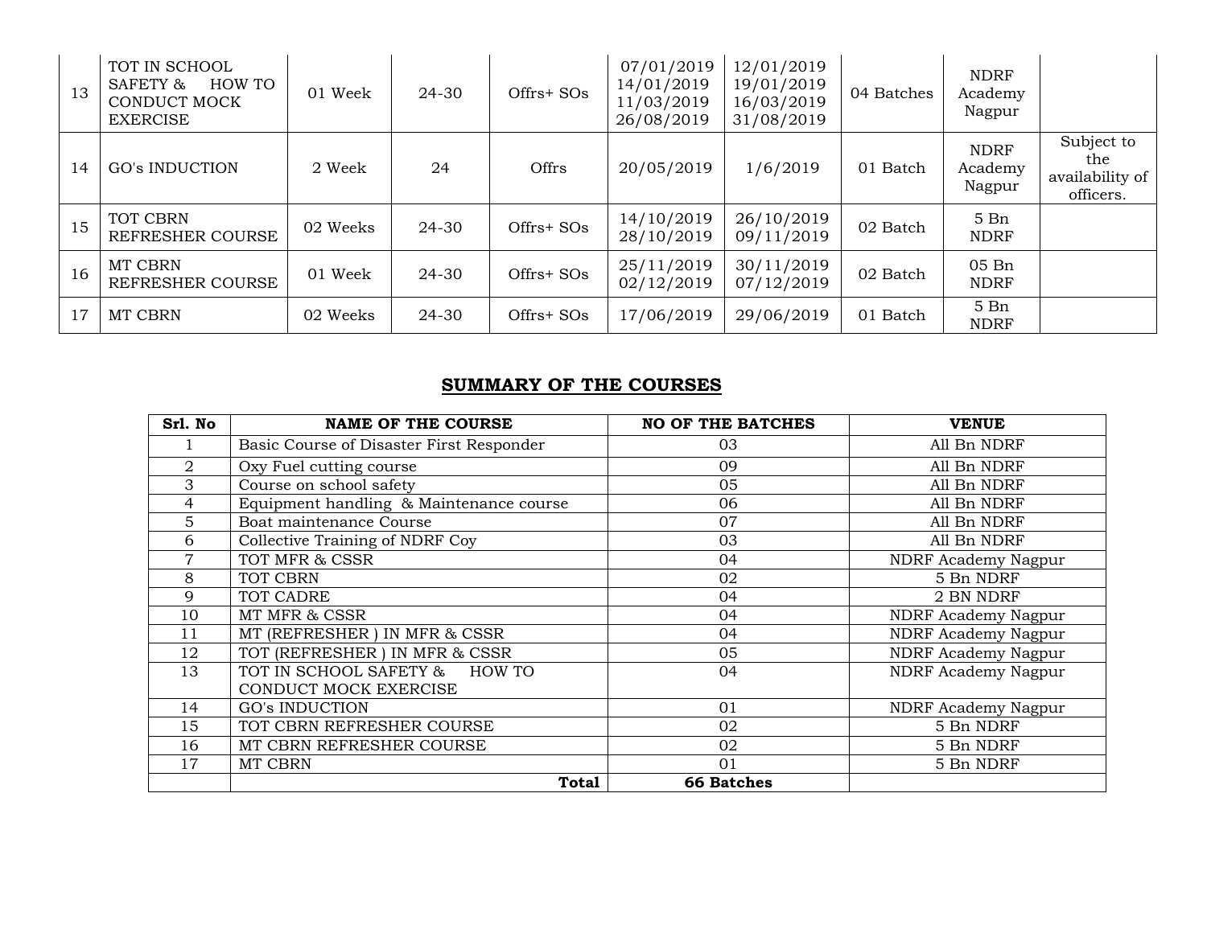| | | | | | | | | | |
|---|---|---|---|---|---|---|---|---|---|
| 13 | TOT IN SCHOOL SAFETY & HOW TO CONDUCT MOCK EXERCISE | 01 Week | 24-30 | Offrs+ SOs | 07/01/2019<br>14/01/2019<br>11/03/2019<br>26/08/2019 | 12/01/2019<br>19/01/2019<br>16/03/2019<br>31/08/2019 | 04 Batches | NDRF Academy Nagpur | |
| 14 | GO's INDUCTION | 2 Week | 24 | Offrs | 20/05/2019 | 1/6/2019 | 01 Batch | NDRF Academy Nagpur | Subject to the availability of officers. |
| 15 | TOT CBRN REFRESHER COURSE | 02 Weeks | 24-30 | Offrs+ SOs | 14/10/2019<br>28/10/2019 | 26/10/2019<br>09/11/2019 | 02 Batch | 5 Bn NDRF | |
| 16 | MT CBRN REFRESHER COURSE | 01 Week | 24-30 | Offrs+ SOs | 25/11/2019<br>02/12/2019 | 30/11/2019<br>07/12/2019 | 02 Batch | 05 Bn NDRF | |
| 17 | MT CBRN | 02 Weeks | 24-30 | Offrs+ SOs | 17/06/2019 | 29/06/2019 | 01 Batch | 5 Bn NDRF | |

## SUMMARY OF THE COURSES

| Srl. No | NAME OF THE COURSE | NO OF THE BATCHES | VENUE |
|---|---|---|---|
| 1 | Basic Course of Disaster First Responder | 03 | All Bn NDRF |
| 2 | Oxy Fuel cutting course | 09 | All Bn NDRF |
| 3 | Course on school safety | 05 | All Bn NDRF |
| 4 | Equipment handling & Maintenance course | 06 | All Bn NDRF |
| 5 | Boat maintenance Course | 07 | All Bn NDRF |
| 6 | Collective Training of NDRF Coy | 03 | All Bn NDRF |
| 7 | TOT MFR & CSSR | 04 | NDRF Academy Nagpur |
| 8 | TOT CBRN | 02 | 5 Bn NDRF |
| 9 | TOT CADRE | 04 | 2 BN NDRF |
| 10 | MT MFR & CSSR | 04 | NDRF Academy Nagpur |
| 11 | MT (REFRESHER ) IN MFR & CSSR | 04 | NDRF Academy Nagpur |
| 12 | TOT (REFRESHER ) IN MFR & CSSR | 05 | NDRF Academy Nagpur |
| 13 | TOT IN SCHOOL SAFETY & HOW TO CONDUCT MOCK EXERCISE | 04 | NDRF Academy Nagpur |
| 14 | GO's INDUCTION | 01 | NDRF Academy Nagpur |
| 15 | TOT CBRN REFRESHER COURSE | 02 | 5 Bn NDRF |
| 16 | MT CBRN REFRESHER COURSE | 02 | 5 Bn NDRF |
| 17 | MT CBRN | 01 | 5 Bn NDRF |
| | **Total** | **66 Batches** | |